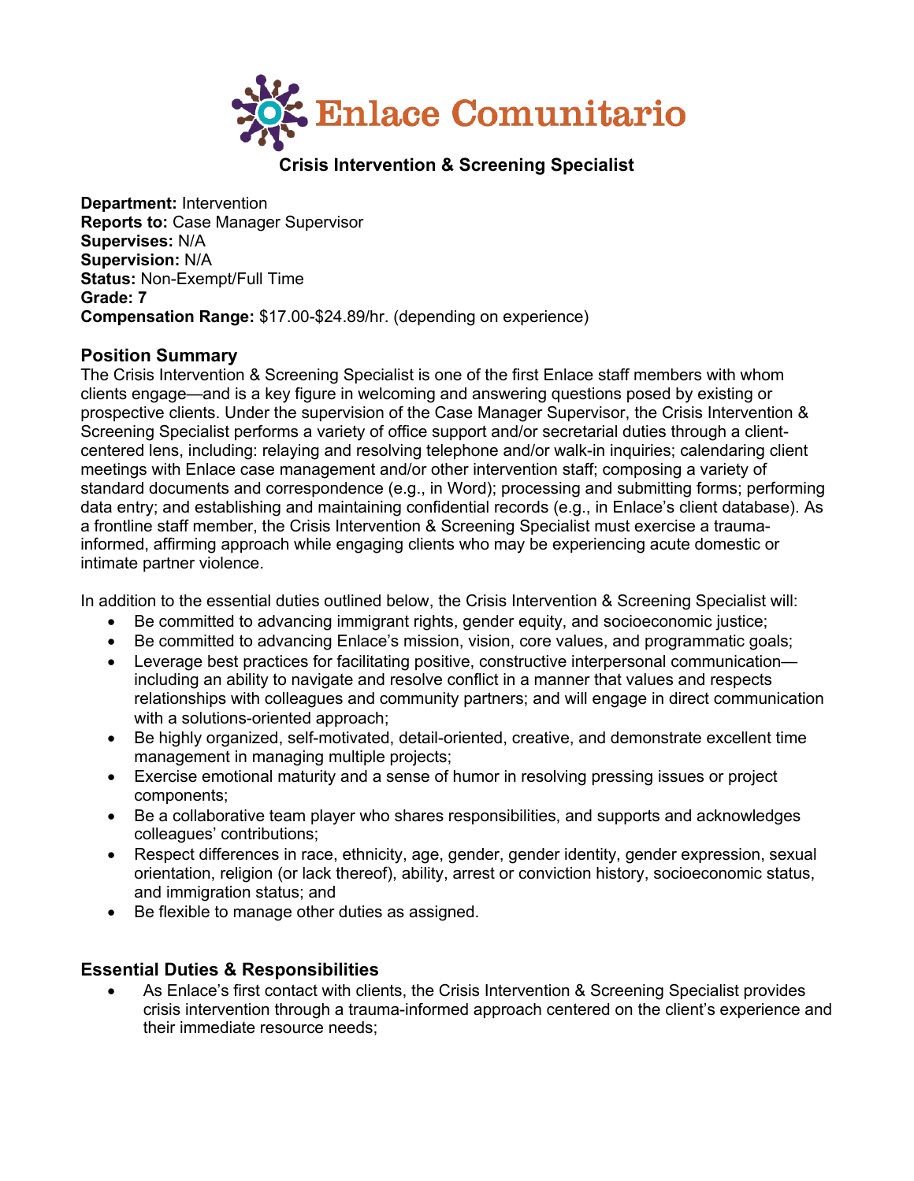# Enlace Comunitario

## Crisis Intervention & Screening Specialist

**Department:** Intervention
**Reports to:** Case Manager Supervisor
**Supervises:** N/A
**Supervision:** N/A
**Status:** Non-Exempt/Full Time
**Grade: 7**
**Compensation Range:** $17.00-$24.89/hr. (depending on experience)

### Position Summary

The Crisis Intervention & Screening Specialist is one of the first Enlace staff members with whom clients engage—and is a key figure in welcoming and answering questions posed by existing or prospective clients. Under the supervision of the Case Manager Supervisor, the Crisis Intervention & Screening Specialist performs a variety of office support and/or secretarial duties through a client-centered lens, including: relaying and resolving telephone and/or walk-in inquiries; calendaring client meetings with Enlace case management and/or other intervention staff; composing a variety of standard documents and correspondence (e.g., in Word); processing and submitting forms; performing data entry; and establishing and maintaining confidential records (e.g., in Enlace's client database). As a frontline staff member, the Crisis Intervention & Screening Specialist must exercise a trauma-informed, affirming approach while engaging clients who may be experiencing acute domestic or intimate partner violence.

In addition to the essential duties outlined below, the Crisis Intervention & Screening Specialist will:

- Be committed to advancing immigrant rights, gender equity, and socioeconomic justice;
- Be committed to advancing Enlace's mission, vision, core values, and programmatic goals;
- Leverage best practices for facilitating positive, constructive interpersonal communication—including an ability to navigate and resolve conflict in a manner that values and respects relationships with colleagues and community partners; and will engage in direct communication with a solutions-oriented approach;
- Be highly organized, self-motivated, detail-oriented, creative, and demonstrate excellent time management in managing multiple projects;
- Exercise emotional maturity and a sense of humor in resolving pressing issues or project components;
- Be a collaborative team player who shares responsibilities, and supports and acknowledges colleagues' contributions;
- Respect differences in race, ethnicity, age, gender, gender identity, gender expression, sexual orientation, religion (or lack thereof), ability, arrest or conviction history, socioeconomic status, and immigration status; and
- Be flexible to manage other duties as assigned.

### Essential Duties & Responsibilities

- As Enlace's first contact with clients, the Crisis Intervention & Screening Specialist provides crisis intervention through a trauma-informed approach centered on the client's experience and their immediate resource needs;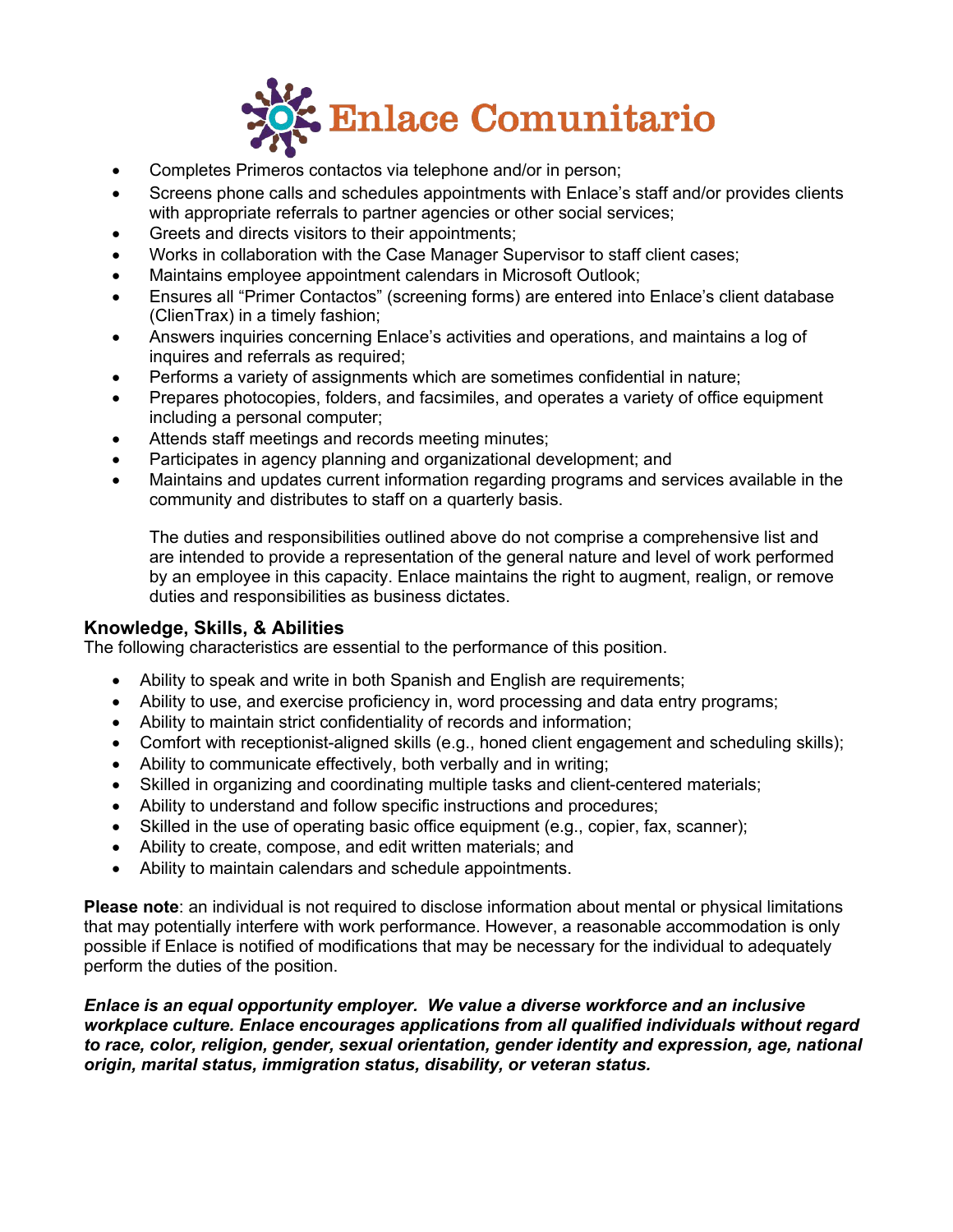- Completes Primeros contactos via telephone and/or in person;
- Screens phone calls and schedules appointments with Enlace's staff and/or provides clients with appropriate referrals to partner agencies or other social services;
- Greets and directs visitors to their appointments;
- Works in collaboration with the Case Manager Supervisor to staff client cases;
- Maintains employee appointment calendars in Microsoft Outlook;
- Ensures all "Primer Contactos" (screening forms) are entered into Enlace's client database (ClienTrax) in a timely fashion;
- Answers inquiries concerning Enlace's activities and operations, and maintains a log of inquires and referrals as required;
- Performs a variety of assignments which are sometimes confidential in nature;
- Prepares photocopies, folders, and facsimiles, and operates a variety of office equipment including a personal computer;
- Attends staff meetings and records meeting minutes;
- Participates in agency planning and organizational development; and
- Maintains and updates current information regarding programs and services available in the community and distributes to staff on a quarterly basis.

The duties and responsibilities outlined above do not comprise a comprehensive list and are intended to provide a representation of the general nature and level of work performed by an employee in this capacity. Enlace maintains the right to augment, realign, or remove duties and responsibilities as business dictates.

### Knowledge, Skills, & Abilities

The following characteristics are essential to the performance of this position.

- Ability to speak and write in both Spanish and English are requirements;
- Ability to use, and exercise proficiency in, word processing and data entry programs;
- Ability to maintain strict confidentiality of records and information;
- Comfort with receptionist-aligned skills (e.g., honed client engagement and scheduling skills);
- Ability to communicate effectively, both verbally and in writing;
- Skilled in organizing and coordinating multiple tasks and client-centered materials;
- Ability to understand and follow specific instructions and procedures;
- Skilled in the use of operating basic office equipment (e.g., copier, fax, scanner);
- Ability to create, compose, and edit written materials; and
- Ability to maintain calendars and schedule appointments.

**Please note**: an individual is not required to disclose information about mental or physical limitations that may potentially interfere with work performance. However, a reasonable accommodation is only possible if Enlace is notified of modifications that may be necessary for the individual to adequately perform the duties of the position.

***Enlace is an equal opportunity employer. We value a diverse workforce and an inclusive workplace culture. Enlace encourages applications from all qualified individuals without regard to race, color, religion, gender, sexual orientation, gender identity and expression, age, national origin, marital status, immigration status, disability, or veteran status.***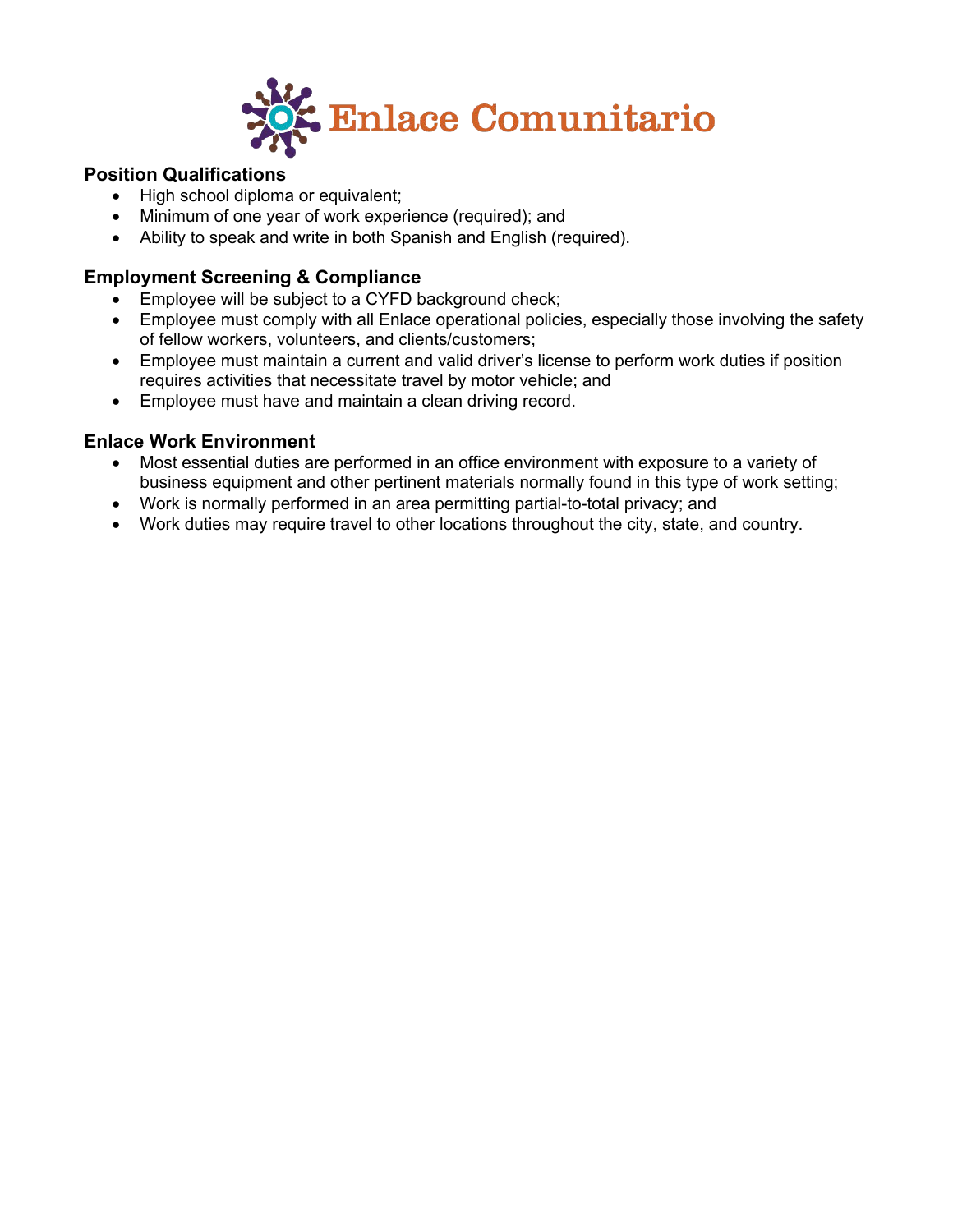## Position Qualifications

- High school diploma or equivalent;
- Minimum of one year of work experience (required); and
- Ability to speak and write in both Spanish and English (required).

## Employment Screening & Compliance

- Employee will be subject to a CYFD background check;
- Employee must comply with all Enlace operational policies, especially those involving the safety of fellow workers, volunteers, and clients/customers;
- Employee must maintain a current and valid driver's license to perform work duties if position requires activities that necessitate travel by motor vehicle; and
- Employee must have and maintain a clean driving record.

## Enlace Work Environment

- Most essential duties are performed in an office environment with exposure to a variety of business equipment and other pertinent materials normally found in this type of work setting;
- Work is normally performed in an area permitting partial-to-total privacy; and
- Work duties may require travel to other locations throughout the city, state, and country.